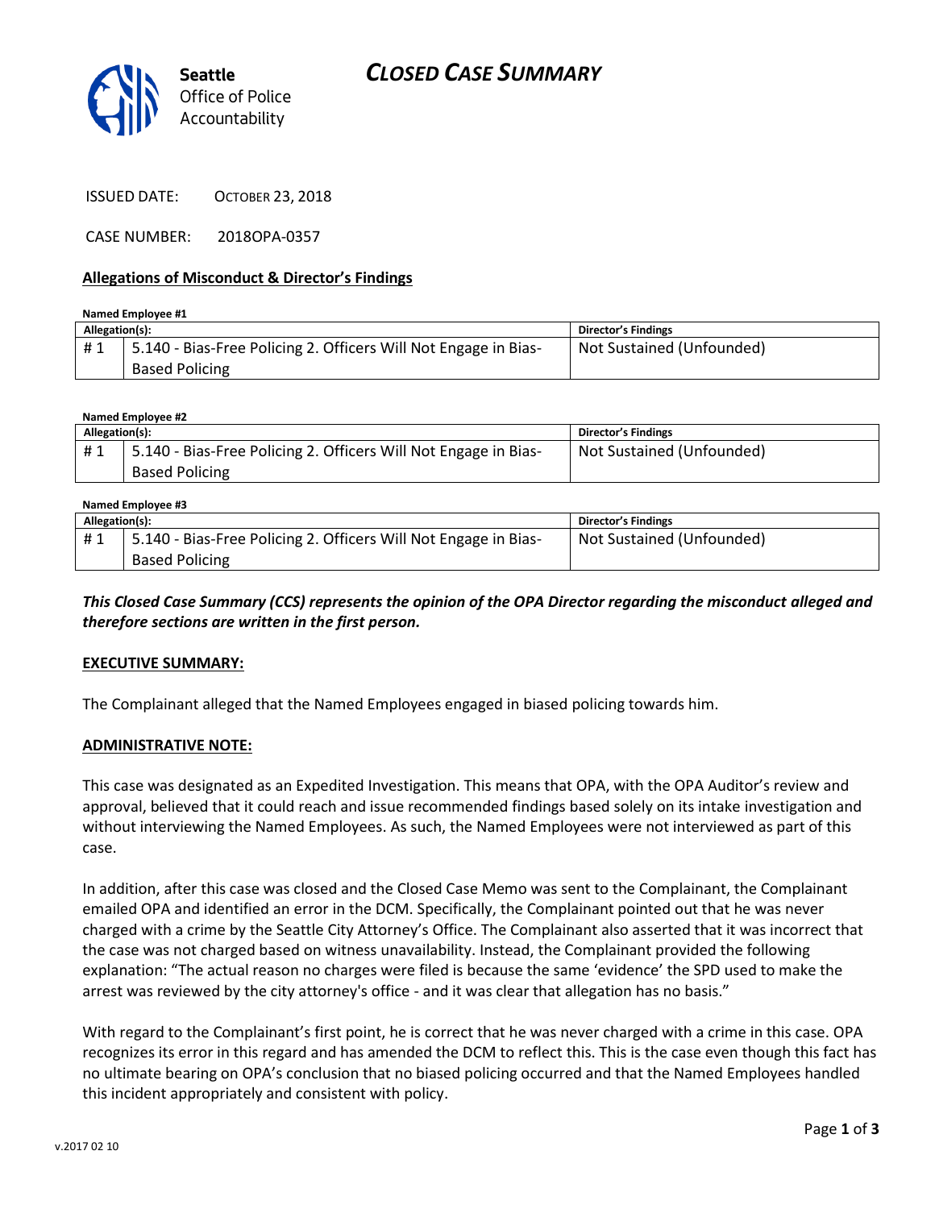# CLOSED CASE SUMMARY

Seattle Office of Police Accountability

ISSUED DATE: OCTOBER 23, 2018

CASE NUMBER: 2018OPA-0357

## Allegations of Misconduct & Director's Findings

**Named Employee #1**

| Allegation(s): | | Director's Findings |
|---|---|---|
| # 1 | 5.140 - Bias-Free Policing 2. Officers Will Not Engage in Bias-Based Policing | Not Sustained (Unfounded) |

**Named Employee #2**

| Allegation(s): | | Director's Findings |
|---|---|---|
| # 1 | 5.140 - Bias-Free Policing 2. Officers Will Not Engage in Bias-Based Policing | Not Sustained (Unfounded) |

**Named Employee #3**

| Allegation(s): | | Director's Findings |
|---|---|---|
| # 1 | 5.140 - Bias-Free Policing 2. Officers Will Not Engage in Bias-Based Policing | Not Sustained (Unfounded) |

***This Closed Case Summary (CCS) represents the opinion of the OPA Director regarding the misconduct alleged and therefore sections are written in the first person.***

**EXECUTIVE SUMMARY:**

The Complainant alleged that the Named Employees engaged in biased policing towards him.

**ADMINISTRATIVE NOTE:**

This case was designated as an Expedited Investigation. This means that OPA, with the OPA Auditor's review and approval, believed that it could reach and issue recommended findings based solely on its intake investigation and without interviewing the Named Employees. As such, the Named Employees were not interviewed as part of this case.

In addition, after this case was closed and the Closed Case Memo was sent to the Complainant, the Complainant emailed OPA and identified an error in the DCM. Specifically, the Complainant pointed out that he was never charged with a crime by the Seattle City Attorney's Office. The Complainant also asserted that it was incorrect that the case was not charged based on witness unavailability. Instead, the Complainant provided the following explanation: "The actual reason no charges were filed is because the same 'evidence' the SPD used to make the arrest was reviewed by the city attorney's office - and it was clear that allegation has no basis."

With regard to the Complainant's first point, he is correct that he was never charged with a crime in this case. OPA recognizes its error in this regard and has amended the DCM to reflect this. This is the case even though this fact has no ultimate bearing on OPA's conclusion that no biased policing occurred and that the Named Employees handled this incident appropriately and consistent with policy.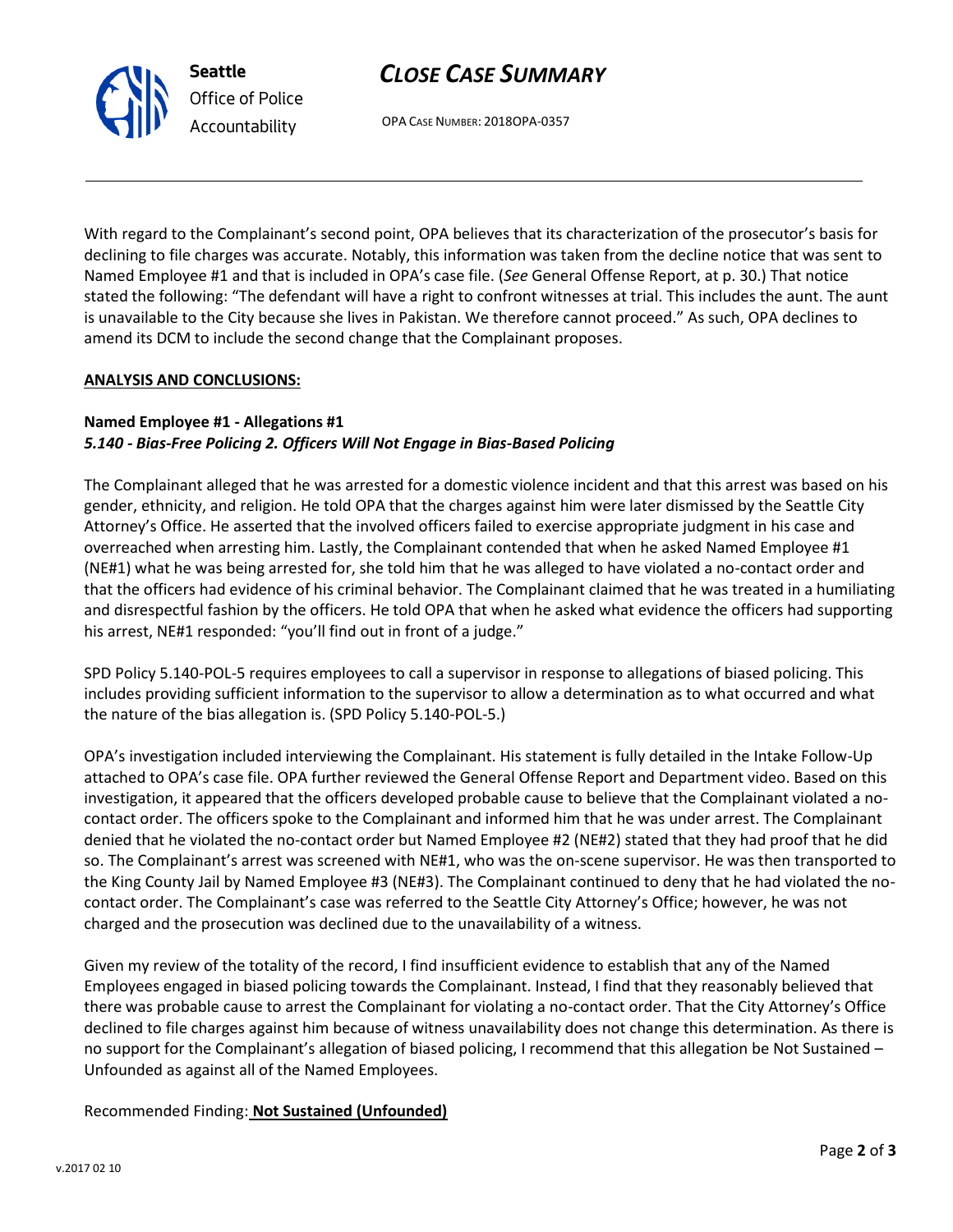With regard to the Complainant's second point, OPA believes that its characterization of the prosecutor's basis for declining to file charges was accurate. Notably, this information was taken from the decline notice that was sent to Named Employee #1 and that is included in OPA's case file. (*See* General Offense Report, at p. 30.) That notice stated the following: "The defendant will have a right to confront witnesses at trial. This includes the aunt. The aunt is unavailable to the City because she lives in Pakistan. We therefore cannot proceed." As such, OPA declines to amend its DCM to include the second change that the Complainant proposes.

**ANALYSIS AND CONCLUSIONS:**

**Named Employee #1 - Allegations #1**
***5.140 - Bias-Free Policing 2. Officers Will Not Engage in Bias-Based Policing***

The Complainant alleged that he was arrested for a domestic violence incident and that this arrest was based on his gender, ethnicity, and religion. He told OPA that the charges against him were later dismissed by the Seattle City Attorney's Office. He asserted that the involved officers failed to exercise appropriate judgment in his case and overreached when arresting him. Lastly, the Complainant contended that when he asked Named Employee #1 (NE#1) what he was being arrested for, she told him that he was alleged to have violated a no-contact order and that the officers had evidence of his criminal behavior. The Complainant claimed that he was treated in a humiliating and disrespectful fashion by the officers. He told OPA that when he asked what evidence the officers had supporting his arrest, NE#1 responded: "you'll find out in front of a judge."

SPD Policy 5.140-POL-5 requires employees to call a supervisor in response to allegations of biased policing. This includes providing sufficient information to the supervisor to allow a determination as to what occurred and what the nature of the bias allegation is. (SPD Policy 5.140-POL-5.)

OPA's investigation included interviewing the Complainant. His statement is fully detailed in the Intake Follow-Up attached to OPA's case file. OPA further reviewed the General Offense Report and Department video. Based on this investigation, it appeared that the officers developed probable cause to believe that the Complainant violated a no-contact order. The officers spoke to the Complainant and informed him that he was under arrest. The Complainant denied that he violated the no-contact order but Named Employee #2 (NE#2) stated that they had proof that he did so. The Complainant's arrest was screened with NE#1, who was the on-scene supervisor. He was then transported to the King County Jail by Named Employee #3 (NE#3). The Complainant continued to deny that he had violated the no-contact order. The Complainant's case was referred to the Seattle City Attorney's Office; however, he was not charged and the prosecution was declined due to the unavailability of a witness.

Given my review of the totality of the record, I find insufficient evidence to establish that any of the Named Employees engaged in biased policing towards the Complainant. Instead, I find that they reasonably believed that there was probable cause to arrest the Complainant for violating a no-contact order. That the City Attorney's Office declined to file charges against him because of witness unavailability does not change this determination. As there is no support for the Complainant's allegation of biased policing, I recommend that this allegation be Not Sustained – Unfounded as against all of the Named Employees.

Recommended Finding: **Not Sustained (Unfounded)**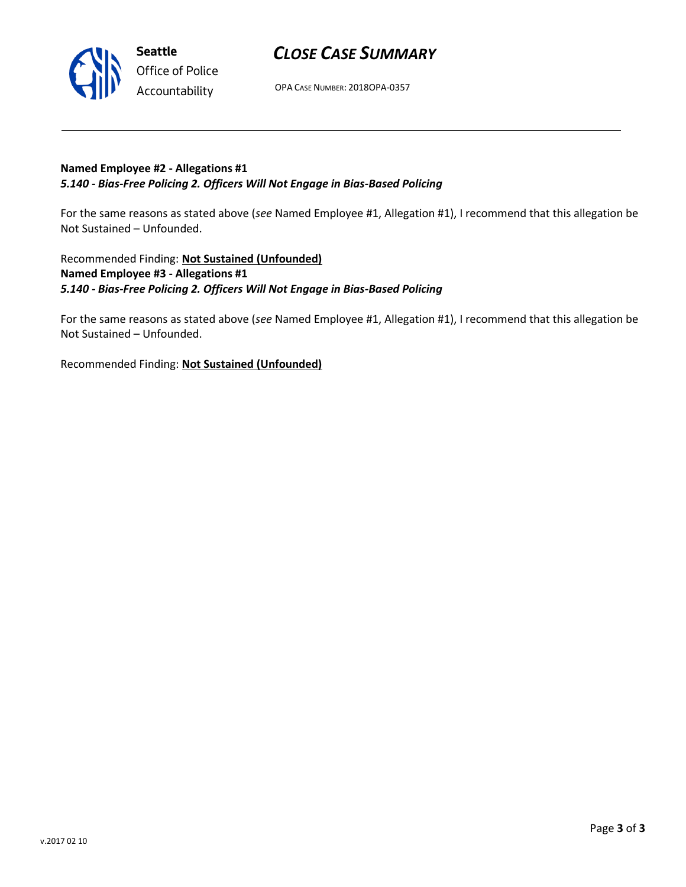**Named Employee #2 - Allegations #1**
***5.140 - Bias-Free Policing 2. Officers Will Not Engage in Bias-Based Policing***

For the same reasons as stated above (*see* Named Employee #1, Allegation #1), I recommend that this allegation be Not Sustained – Unfounded.

Recommended Finding: **Not Sustained (Unfounded)**

**Named Employee #3 - Allegations #1**
***5.140 - Bias-Free Policing 2. Officers Will Not Engage in Bias-Based Policing***

For the same reasons as stated above (*see* Named Employee #1, Allegation #1), I recommend that this allegation be Not Sustained – Unfounded.

Recommended Finding: **Not Sustained (Unfounded)**